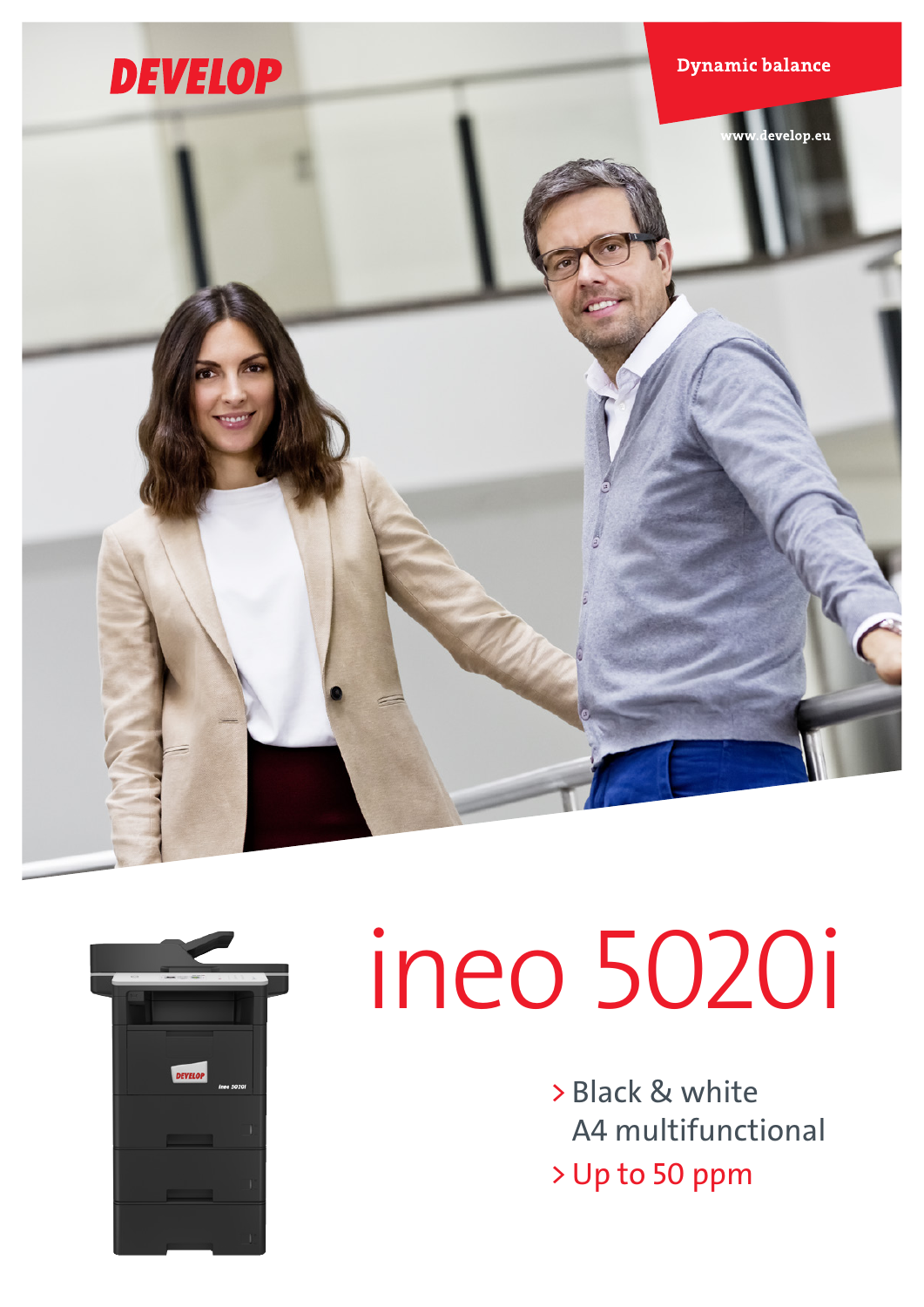DEVELOP

Dynamic balance

www.develop.eu

# ineo 5020i

> Black & white A4 multifunctional

> Up to 50 ppm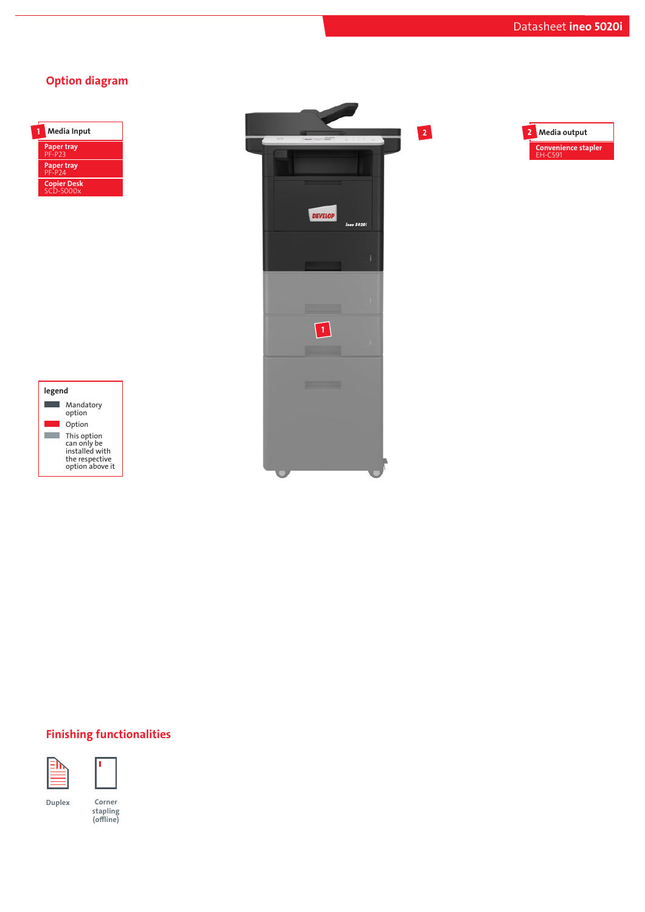## Option diagram

**1 Media Input**

- **Paper tray** PF-P23
- **Paper tray** PF-P24
- **Copier Desk** SCD-5000x

**2 Media output**

- **Convenience stapler** EH-C591

**legend**

- Mandatory option
- Option
- This option can only be installed with the respective option above it

## Finishing functionalities

Duplex

Corner stapling (offline)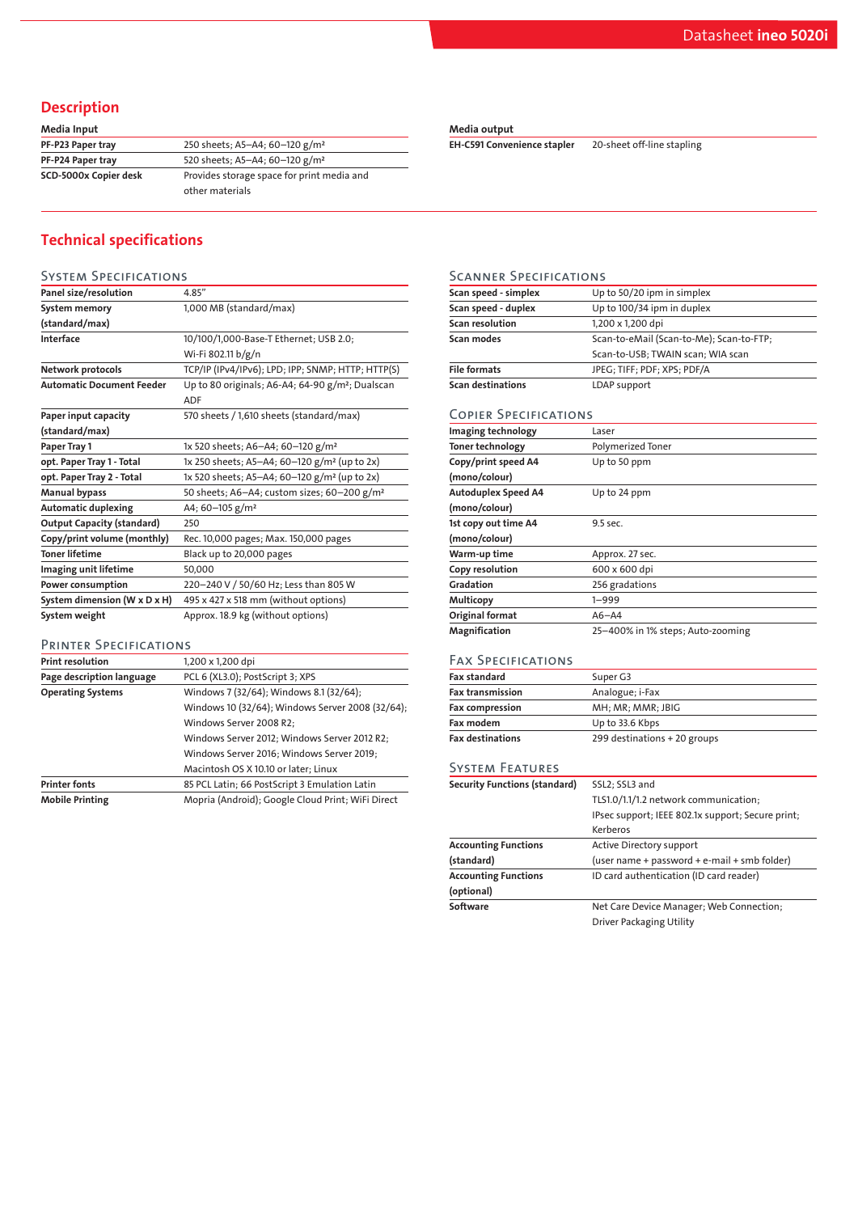## Description

| Media Input | |
|---|---|
| PF-P23 Paper tray | 250 sheets; A5–A4; 60–120 g/m² |
| PF-P24 Paper tray | 520 sheets; A5–A4; 60–120 g/m² |
| SCD-5000x Copier desk | Provides storage space for print media and other materials |

| Media output | |
|---|---|
| EH-C591 Convenience stapler | 20-sheet off-line stapling |

## Technical specifications

### System Specifications

| | |
|---|---|
| Panel size/resolution | 4.85" |
| System memory (standard/max) | 1,000 MB (standard/max) |
| Interface | 10/100/1,000-Base-T Ethernet; USB 2.0; Wi-Fi 802.11 b/g/n |
| Network protocols | TCP/IP (IPv4/IPv6); LPD; IPP; SNMP; HTTP; HTTP(S) |
| Automatic Document Feeder | Up to 80 originals; A6-A4; 64-90 g/m²; Dualscan ADF |
| Paper input capacity (standard/max) | 570 sheets / 1,610 sheets (standard/max) |
| Paper Tray 1 | 1x 520 sheets; A6–A4; 60–120 g/m² |
| opt. Paper Tray 1 - Total | 1x 250 sheets; A5–A4; 60–120 g/m² (up to 2x) |
| opt. Paper Tray 2 - Total | 1x 520 sheets; A5–A4; 60–120 g/m² (up to 2x) |
| Manual bypass | 50 sheets; A6–A4; custom sizes; 60–200 g/m² |
| Automatic duplexing | A4; 60–105 g/m² |
| Output Capacity (standard) | 250 |
| Copy/print volume (monthly) | Rec. 10,000 pages; Max. 150,000 pages |
| Toner lifetime | Black up to 20,000 pages |
| Imaging unit lifetime | 50,000 |
| Power consumption | 220–240 V / 50/60 Hz; Less than 805 W |
| System dimension (W x D x H) | 495 x 427 x 518 mm (without options) |
| System weight | Approx. 18.9 kg (without options) |

### Printer Specifications

| | |
|---|---|
| Print resolution | 1,200 x 1,200 dpi |
| Page description language | PCL 6 (XL3.0); PostScript 3; XPS |
| Operating Systems | Windows 7 (32/64); Windows 8.1 (32/64); Windows 10 (32/64); Windows Server 2008 (32/64); Windows Server 2008 R2; Windows Server 2012; Windows Server 2012 R2; Windows Server 2016; Windows Server 2019; Macintosh OS X 10.10 or later; Linux |
| Printer fonts | 85 PCL Latin; 66 PostScript 3 Emulation Latin |
| Mobile Printing | Mopria (Android); Google Cloud Print; WiFi Direct |

### Scanner Specifications

| | |
|---|---|
| Scan speed - simplex | Up to 50/20 ipm in simplex |
| Scan speed - duplex | Up to 100/34 ipm in duplex |
| Scan resolution | 1,200 x 1,200 dpi |
| Scan modes | Scan-to-eMail (Scan-to-Me); Scan-to-FTP; Scan-to-USB; TWAIN scan; WIA scan |
| File formats | JPEG; TIFF; PDF; XPS; PDF/A |
| Scan destinations | LDAP support |

### Copier Specifications

| | |
|---|---|
| Imaging technology | Laser |
| Toner technology | Polymerized Toner |
| Copy/print speed A4 (mono/colour) | Up to 50 ppm |
| Autoduplex Speed A4 (mono/colour) | Up to 24 ppm |
| 1st copy out time A4 (mono/colour) | 9.5 sec. |
| Warm-up time | Approx. 27 sec. |
| Copy resolution | 600 x 600 dpi |
| Gradation | 256 gradations |
| Multicopy | 1–999 |
| Original format | A6–A4 |
| Magnification | 25–400% in 1% steps; Auto-zooming |

### Fax Specifications

| | |
|---|---|
| Fax standard | Super G3 |
| Fax transmission | Analogue; i-Fax |
| Fax compression | MH; MR; MMR; JBIG |
| Fax modem | Up to 33.6 Kbps |
| Fax destinations | 299 destinations + 20 groups |

### System Features

| | |
|---|---|
| Security Functions (standard) | SSL2; SSL3 and TLS1.0/1.1/1.2 network communication; IPsec support; IEEE 802.1x support; Secure print; Kerberos |
| Accounting Functions (standard) | Active Directory support (user name + password + e-mail + smb folder) |
| Accounting Functions (optional) | ID card authentication (ID card reader) |
| Software | Net Care Device Manager; Web Connection; Driver Packaging Utility |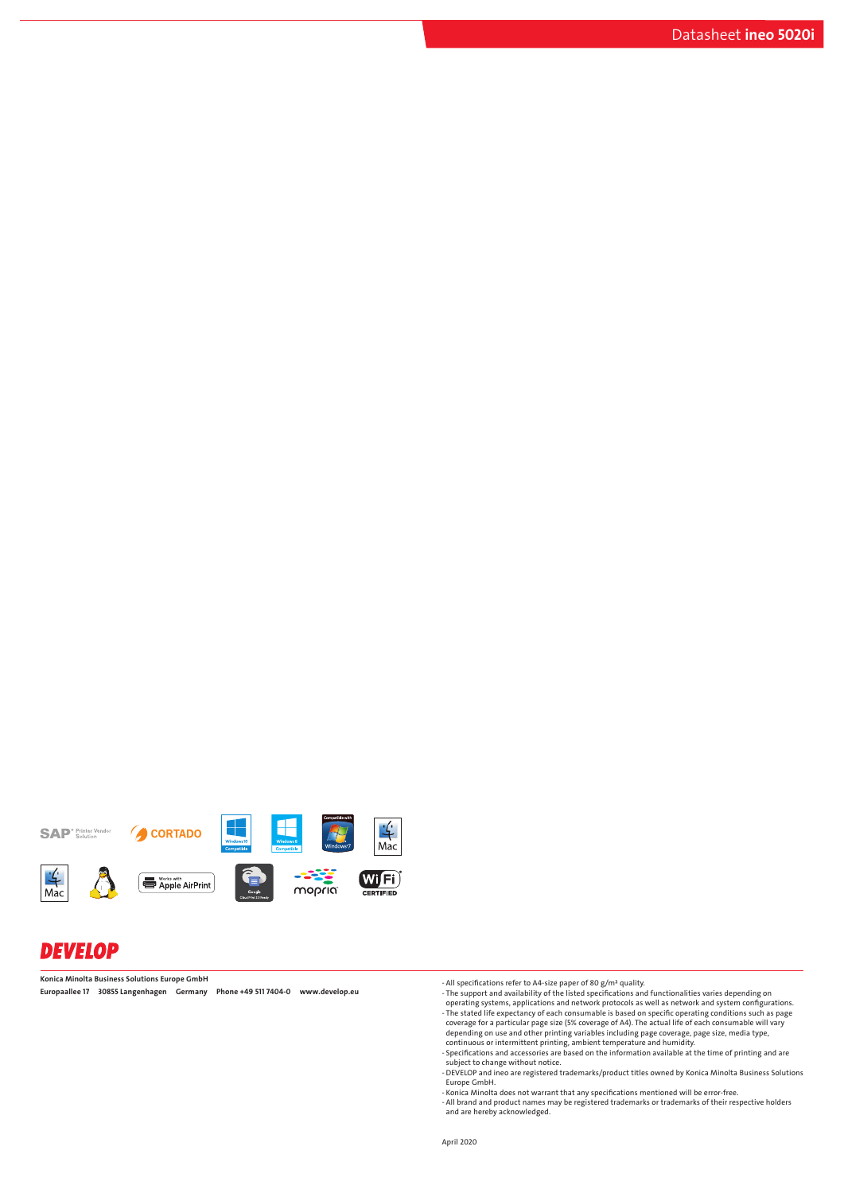DEVELOP

**Konica Minolta Business Solutions Europe GmbH**
**Europaallee 17 30855 Langenhagen Germany Phone +49 511 7404-0 www.develop.eu**

- All specifications refer to A4-size paper of 80 g/m² quality.
- The support and availability of the listed specifications and functionalities varies depending on operating systems, applications and network protocols as well as network and system configurations.
- The stated life expectancy of each consumable is based on specific operating conditions such as page coverage for a particular page size (5% coverage of A4). The actual life of each consumable will vary depending on use and other printing variables including page coverage, page size, media type, continuous or intermittent printing, ambient temperature and humidity.
- Specifications and accessories are based on the information available at the time of printing and are subject to change without notice.
- DEVELOP and ineo are registered trademarks/product titles owned by Konica Minolta Business Solutions Europe GmbH.
- Konica Minolta does not warrant that any specifications mentioned will be error-free.
- All brand and product names may be registered trademarks or trademarks of their respective holders and are hereby acknowledged.

April 2020